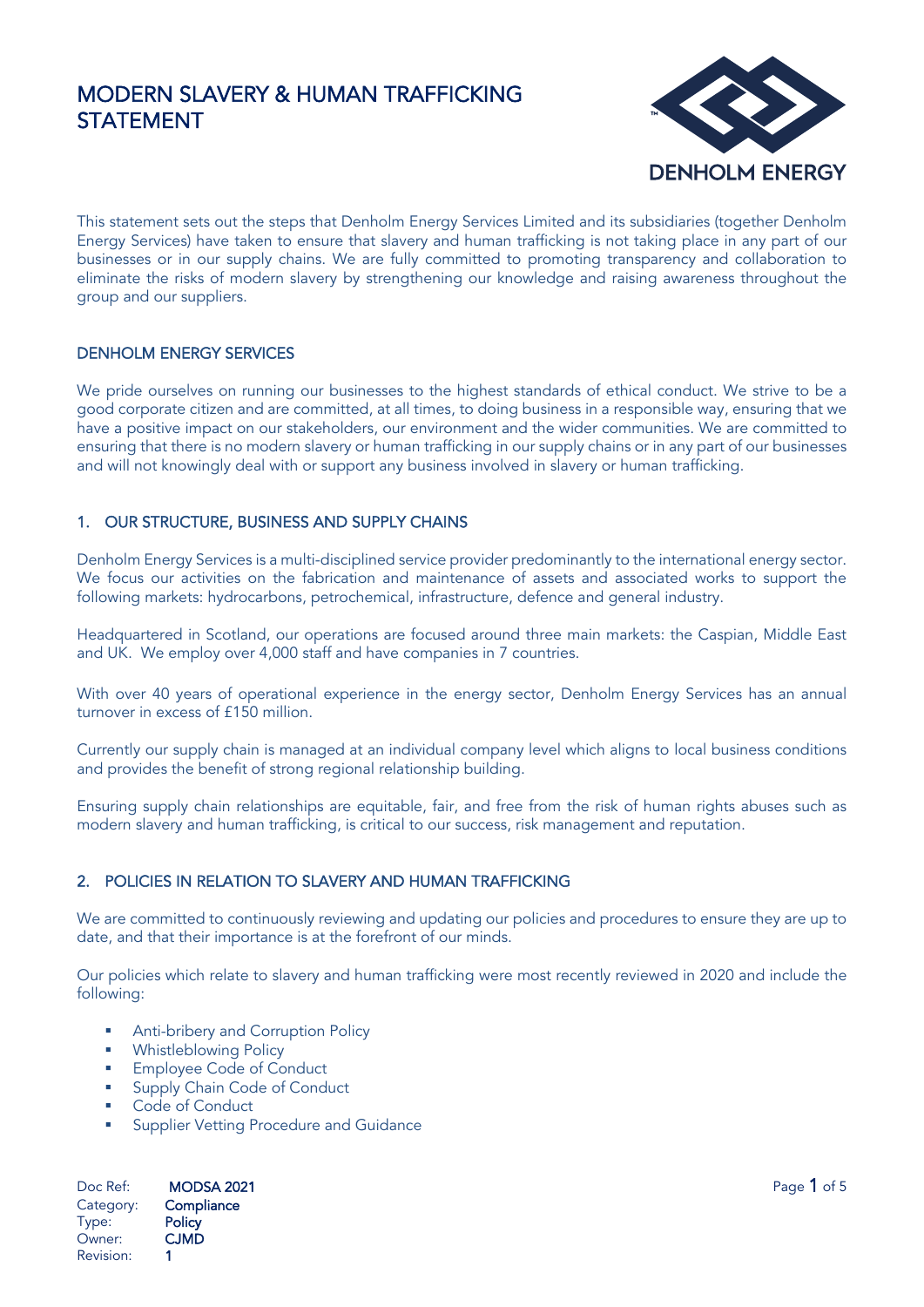# MODERN SLAVERY & HUMAN TRAFFICKING STATEMENT

This statement sets out the steps that Denholm Energy Services Limited and its subsidiaries (together Denholm Energy Services) have taken to ensure that slavery and human trafficking is not taking place in any part of our businesses or in our supply chains. We are fully committed to promoting transparency and collaboration to eliminate the risks of modern slavery by strengthening our knowledge and raising awareness throughout the group and our suppliers.

## DENHOLM ENERGY SERVICES

We pride ourselves on running our businesses to the highest standards of ethical conduct. We strive to be a good corporate citizen and are committed, at all times, to doing business in a responsible way, ensuring that we have a positive impact on our stakeholders, our environment and the wider communities. We are committed to ensuring that there is no modern slavery or human trafficking in our supply chains or in any part of our businesses and will not knowingly deal with or support any business involved in slavery or human trafficking.

## 1. OUR STRUCTURE, BUSINESS AND SUPPLY CHAINS

Denholm Energy Services is a multi-disciplined service provider predominantly to the international energy sector. We focus our activities on the fabrication and maintenance of assets and associated works to support the following markets: hydrocarbons, petrochemical, infrastructure, defence and general industry.

Headquartered in Scotland, our operations are focused around three main markets: the Caspian, Middle East and UK. We employ over 4,000 staff and have companies in 7 countries.

With over 40 years of operational experience in the energy sector, Denholm Energy Services has an annual turnover in excess of £150 million.

Currently our supply chain is managed at an individual company level which aligns to local business conditions and provides the benefit of strong regional relationship building.

Ensuring supply chain relationships are equitable, fair, and free from the risk of human rights abuses such as modern slavery and human trafficking, is critical to our success, risk management and reputation.

## 2. POLICIES IN RELATION TO SLAVERY AND HUMAN TRAFFICKING

We are committed to continuously reviewing and updating our policies and procedures to ensure they are up to date, and that their importance is at the forefront of our minds.

Our policies which relate to slavery and human trafficking were most recently reviewed in 2020 and include the following:

- Anti-bribery and Corruption Policy
- Whistleblowing Policy
- Employee Code of Conduct
- Supply Chain Code of Conduct
- Code of Conduct
- Supplier Vetting Procedure and Guidance

Doc Ref: **MODSA 2021**
Category: **Compliance**
Type: **Policy**
Owner: **CJMD**
Revision: **1**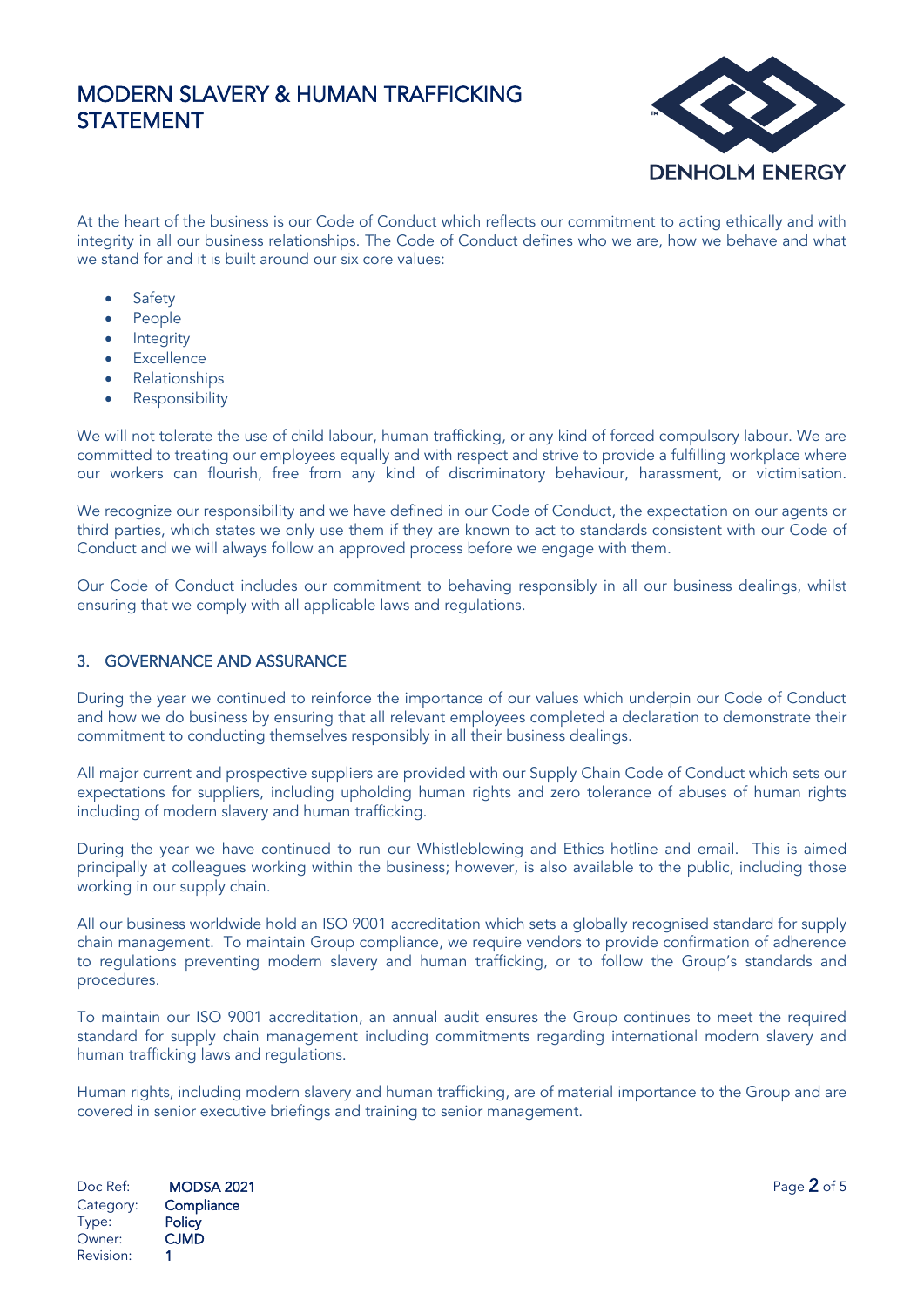At the heart of the business is our Code of Conduct which reflects our commitment to acting ethically and with integrity in all our business relationships. The Code of Conduct defines who we are, how we behave and what we stand for and it is built around our six core values:

- Safety
- People
- Integrity
- Excellence
- Relationships
- Responsibility

We will not tolerate the use of child labour, human trafficking, or any kind of forced compulsory labour. We are committed to treating our employees equally and with respect and strive to provide a fulfilling workplace where our workers can flourish, free from any kind of discriminatory behaviour, harassment, or victimisation.

We recognize our responsibility and we have defined in our Code of Conduct, the expectation on our agents or third parties, which states we only use them if they are known to act to standards consistent with our Code of Conduct and we will always follow an approved process before we engage with them.

Our Code of Conduct includes our commitment to behaving responsibly in all our business dealings, whilst ensuring that we comply with all applicable laws and regulations.

## 3. GOVERNANCE AND ASSURANCE

During the year we continued to reinforce the importance of our values which underpin our Code of Conduct and how we do business by ensuring that all relevant employees completed a declaration to demonstrate their commitment to conducting themselves responsibly in all their business dealings.

All major current and prospective suppliers are provided with our Supply Chain Code of Conduct which sets our expectations for suppliers, including upholding human rights and zero tolerance of abuses of human rights including of modern slavery and human trafficking.

During the year we have continued to run our Whistleblowing and Ethics hotline and email. This is aimed principally at colleagues working within the business; however, is also available to the public, including those working in our supply chain.

All our business worldwide hold an ISO 9001 accreditation which sets a globally recognised standard for supply chain management. To maintain Group compliance, we require vendors to provide confirmation of adherence to regulations preventing modern slavery and human trafficking, or to follow the Group's standards and procedures.

To maintain our ISO 9001 accreditation, an annual audit ensures the Group continues to meet the required standard for supply chain management including commitments regarding international modern slavery and human trafficking laws and regulations.

Human rights, including modern slavery and human trafficking, are of material importance to the Group and are covered in senior executive briefings and training to senior management.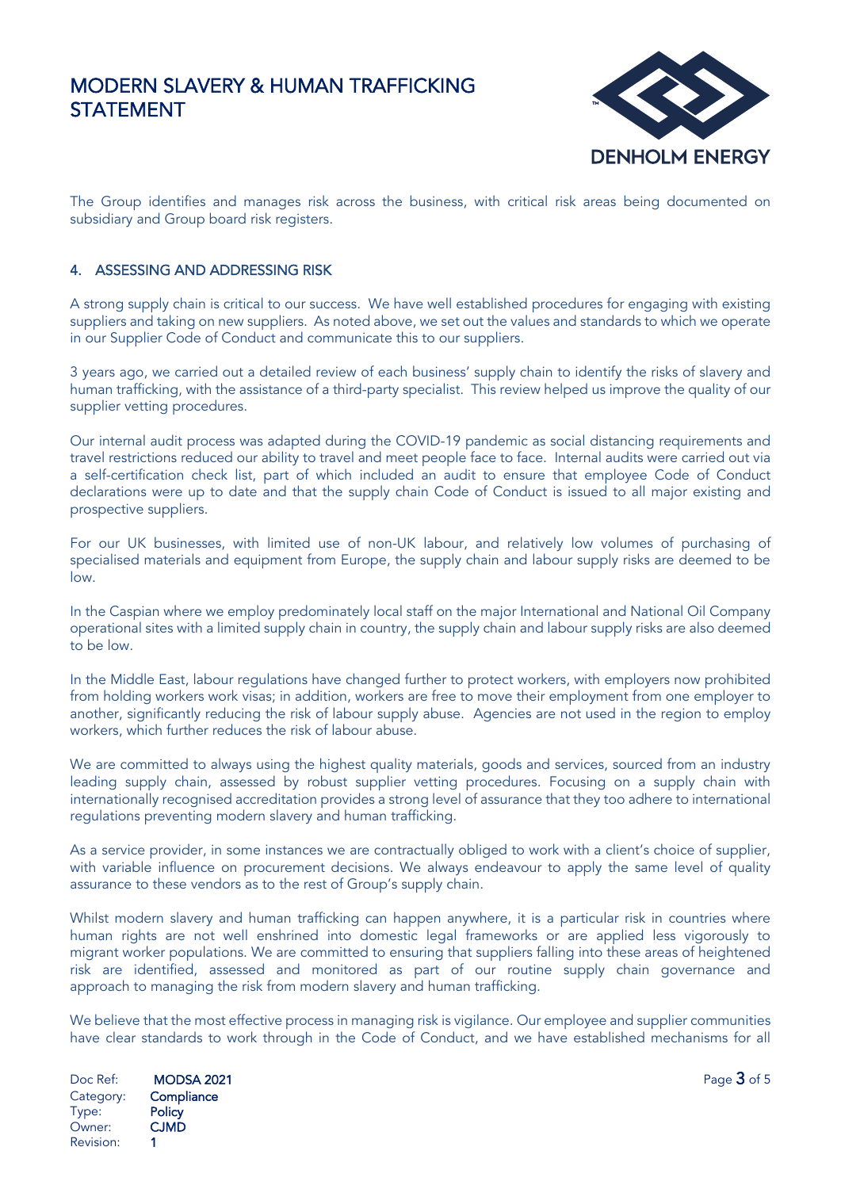The Group identifies and manages risk across the business, with critical risk areas being documented on subsidiary and Group board risk registers.

## 4. ASSESSING AND ADDRESSING RISK

A strong supply chain is critical to our success. We have well established procedures for engaging with existing suppliers and taking on new suppliers. As noted above, we set out the values and standards to which we operate in our Supplier Code of Conduct and communicate this to our suppliers.

3 years ago, we carried out a detailed review of each business' supply chain to identify the risks of slavery and human trafficking, with the assistance of a third-party specialist. This review helped us improve the quality of our supplier vetting procedures.

Our internal audit process was adapted during the COVID-19 pandemic as social distancing requirements and travel restrictions reduced our ability to travel and meet people face to face. Internal audits were carried out via a self-certification check list, part of which included an audit to ensure that employee Code of Conduct declarations were up to date and that the supply chain Code of Conduct is issued to all major existing and prospective suppliers.

For our UK businesses, with limited use of non-UK labour, and relatively low volumes of purchasing of specialised materials and equipment from Europe, the supply chain and labour supply risks are deemed to be low.

In the Caspian where we employ predominately local staff on the major International and National Oil Company operational sites with a limited supply chain in country, the supply chain and labour supply risks are also deemed to be low.

In the Middle East, labour regulations have changed further to protect workers, with employers now prohibited from holding workers work visas; in addition, workers are free to move their employment from one employer to another, significantly reducing the risk of labour supply abuse. Agencies are not used in the region to employ workers, which further reduces the risk of labour abuse.

We are committed to always using the highest quality materials, goods and services, sourced from an industry leading supply chain, assessed by robust supplier vetting procedures. Focusing on a supply chain with internationally recognised accreditation provides a strong level of assurance that they too adhere to international regulations preventing modern slavery and human trafficking.

As a service provider, in some instances we are contractually obliged to work with a client's choice of supplier, with variable influence on procurement decisions. We always endeavour to apply the same level of quality assurance to these vendors as to the rest of Group's supply chain.

Whilst modern slavery and human trafficking can happen anywhere, it is a particular risk in countries where human rights are not well enshrined into domestic legal frameworks or are applied less vigorously to migrant worker populations. We are committed to ensuring that suppliers falling into these areas of heightened risk are identified, assessed and monitored as part of our routine supply chain governance and approach to managing the risk from modern slavery and human trafficking.

We believe that the most effective process in managing risk is vigilance. Our employee and supplier communities have clear standards to work through in the Code of Conduct, and we have established mechanisms for all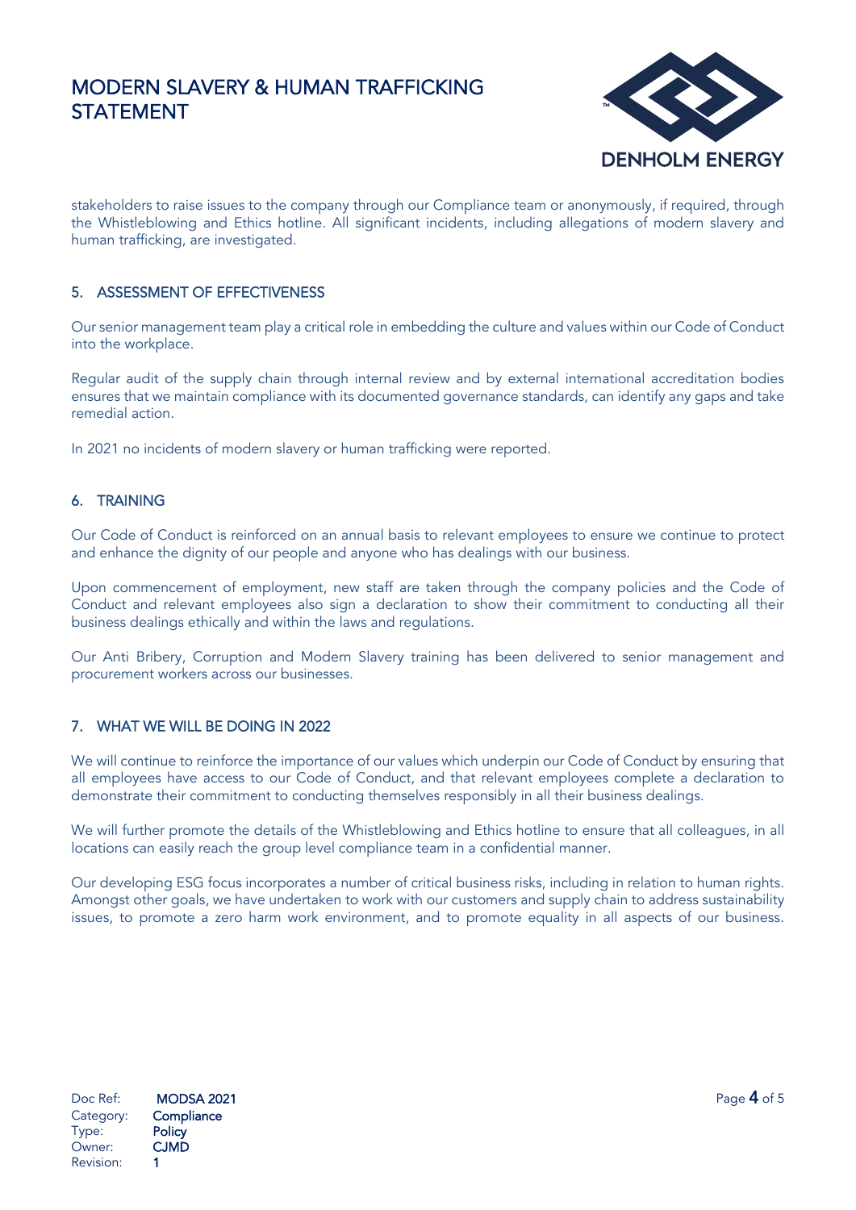stakeholders to raise issues to the company through our Compliance team or anonymously, if required, through the Whistleblowing and Ethics hotline. All significant incidents, including allegations of modern slavery and human trafficking, are investigated.

## 5. ASSESSMENT OF EFFECTIVENESS

Our senior management team play a critical role in embedding the culture and values within our Code of Conduct into the workplace.

Regular audit of the supply chain through internal review and by external international accreditation bodies ensures that we maintain compliance with its documented governance standards, can identify any gaps and take remedial action.

In 2021 no incidents of modern slavery or human trafficking were reported.

## 6. TRAINING

Our Code of Conduct is reinforced on an annual basis to relevant employees to ensure we continue to protect and enhance the dignity of our people and anyone who has dealings with our business.

Upon commencement of employment, new staff are taken through the company policies and the Code of Conduct and relevant employees also sign a declaration to show their commitment to conducting all their business dealings ethically and within the laws and regulations.

Our Anti Bribery, Corruption and Modern Slavery training has been delivered to senior management and procurement workers across our businesses.

## 7. WHAT WE WILL BE DOING IN 2022

We will continue to reinforce the importance of our values which underpin our Code of Conduct by ensuring that all employees have access to our Code of Conduct, and that relevant employees complete a declaration to demonstrate their commitment to conducting themselves responsibly in all their business dealings.

We will further promote the details of the Whistleblowing and Ethics hotline to ensure that all colleagues, in all locations can easily reach the group level compliance team in a confidential manner.

Our developing ESG focus incorporates a number of critical business risks, including in relation to human rights. Amongst other goals, we have undertaken to work with our customers and supply chain to address sustainability issues, to promote a zero harm work environment, and to promote equality in all aspects of our business.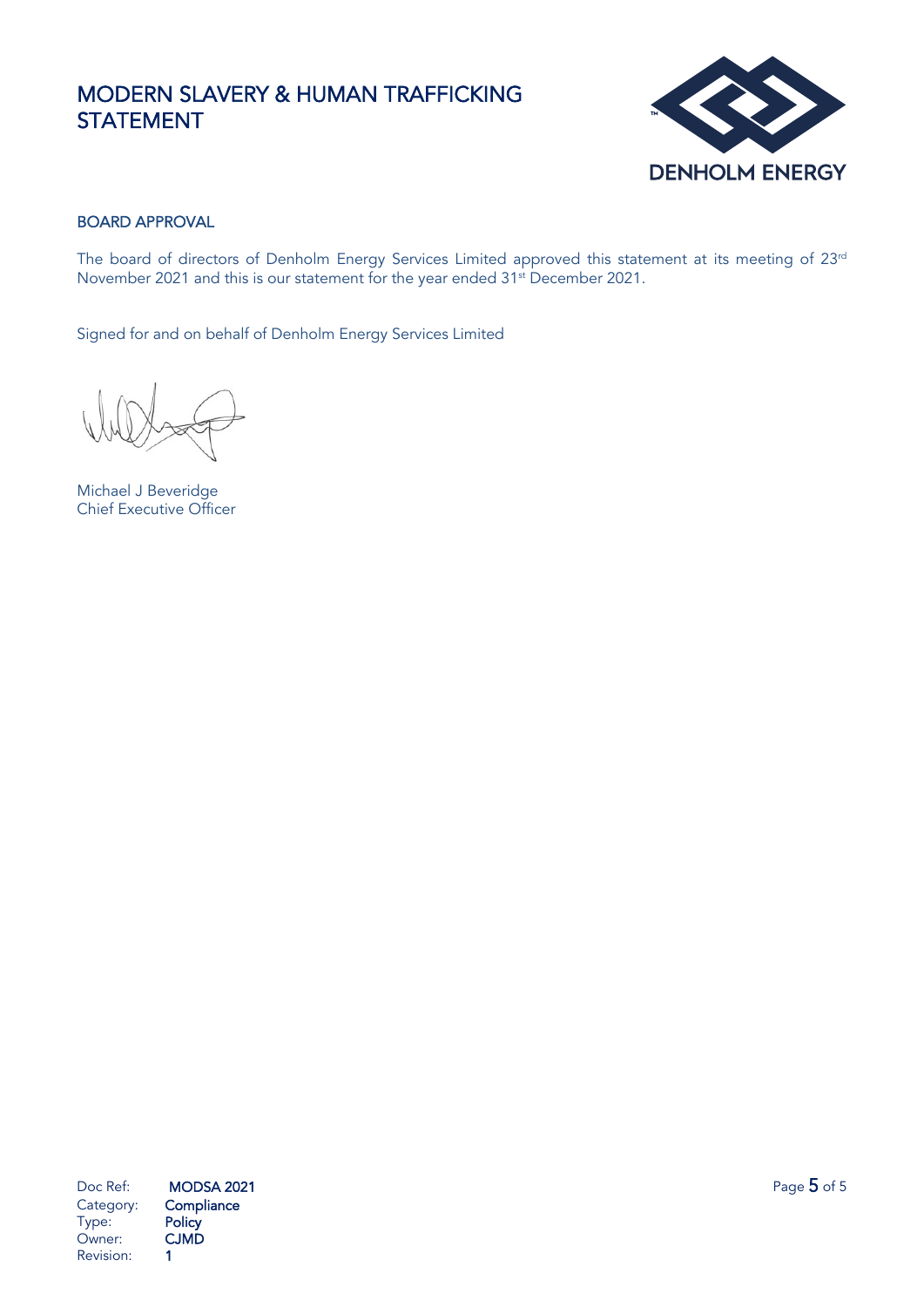# MODERN SLAVERY & HUMAN TRAFFICKING STATEMENT

## BOARD APPROVAL

The board of directors of Denholm Energy Services Limited approved this statement at its meeting of 23rd November 2021 and this is our statement for the year ended 31st December 2021.

Signed for and on behalf of Denholm Energy Services Limited

Michael J Beveridge
Chief Executive Officer

Doc Ref: MODSA 2021
Category: Compliance
Type: Policy
Owner: CJMD
Revision: 1